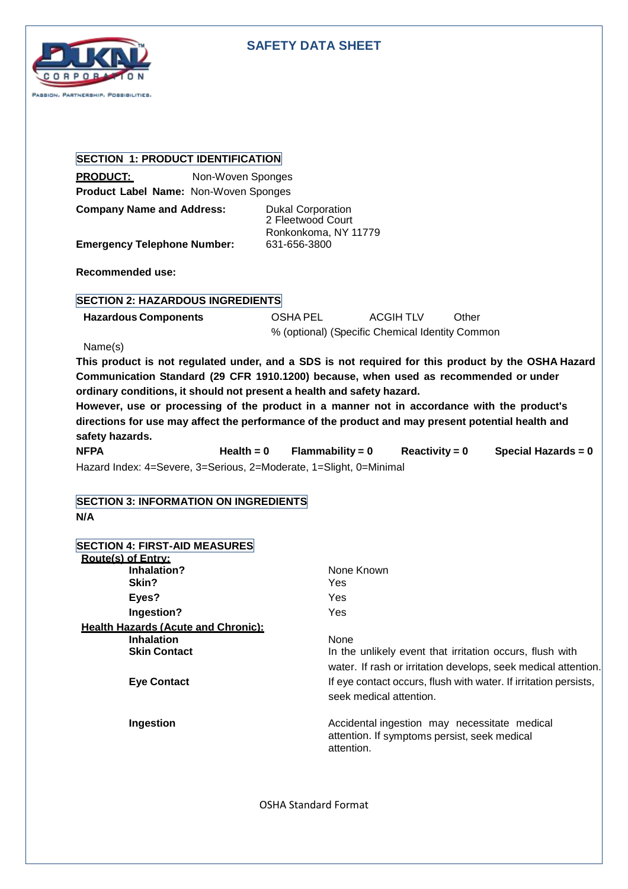# SAFETY DATA SHEET

## SECTION 1: PRODUCT IDENTIFICATION

**PRODUCT:** Non-Woven Sponges

**Product Label Name:** Non-Woven Sponges

**Company Name and Address:** Dukal Corporation
2 Fleetwood Court
Ronkonkoma, NY 11779

**Emergency Telephone Number:** 631-656-3800

**Recommended use:**

## SECTION 2: HAZARDOUS INGREDIENTS

| Hazardous Components | OSHA PEL | ACGIH TLV | Other |
|---|---|---|---|
| | % (optional) (Specific Chemical Identity Common | | |

Name(s)

**This product is not regulated under, and a SDS is not required for this product by the OSHA Hazard Communication Standard (29 CFR 1910.1200) because, when used as recommended or under ordinary conditions, it should not present a health and safety hazard.**

**However, use or processing of the product in a manner not in accordance with the product's directions for use may affect the performance of the product and may present potential health and safety hazards.**

**NFPA** **Health = 0** **Flammability = 0** **Reactivity = 0** **Special Hazards = 0**

Hazard Index: 4=Severe, 3=Serious, 2=Moderate, 1=Slight, 0=Minimal

## SECTION 3: INFORMATION ON INGREDIENTS

**N/A**

## SECTION 4: FIRST-AID MEASURES

**Route(s) of Entry:**

| | |
|---|---|
| **Inhalation?** | None Known |
| **Skin?** | Yes |
| **Eyes?** | Yes |
| **Ingestion?** | Yes |

**Health Hazards (Acute and Chronic):**

| | |
|---|---|
| **Inhalation** | None |
| **Skin Contact** | In the unlikely event that irritation occurs, flush with water. If rash or irritation develops, seek medical attention. |
| **Eye Contact** | If eye contact occurs, flush with water. If irritation persists, seek medical attention. |
| **Ingestion** | Accidental ingestion may necessitate medical attention. If symptoms persist, seek medical attention. |

OSHA Standard Format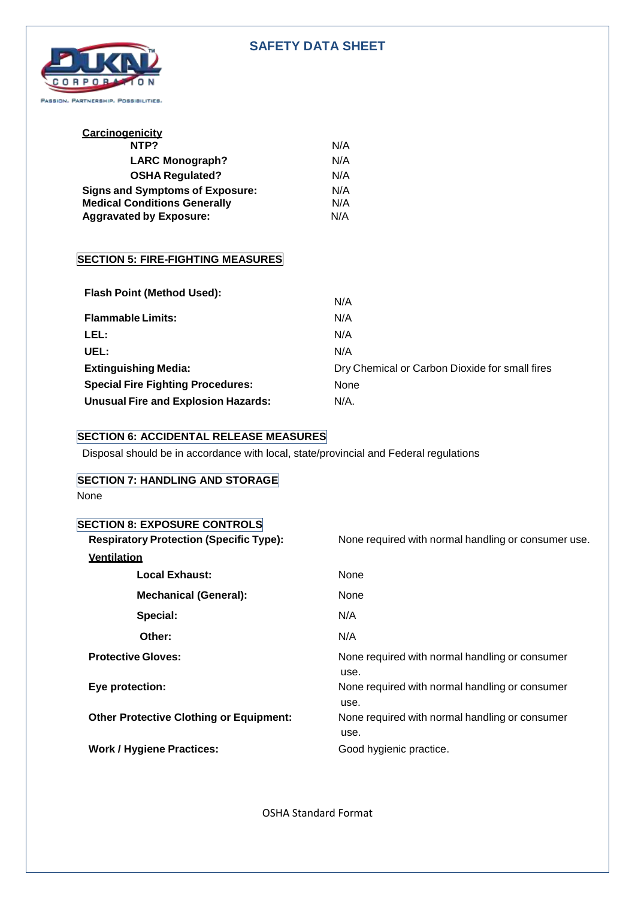**Carcinogenicity**

| | |
|---|---|
| **NTP?** | N/A |
| **LARC Monograph?** | N/A |
| **OSHA Regulated?** | N/A |
| **Signs and Symptoms of Exposure:** | N/A |
| **Medical Conditions Generally Aggravated by Exposure:** | N/A |

## SECTION 5: FIRE-FIGHTING MEASURES

| | |
|---|---|
| **Flash Point (Method Used):** | N/A |
| **Flammable Limits:** | N/A |
| **LEL:** | N/A |
| **UEL:** | N/A |
| **Extinguishing Media:** | Dry Chemical or Carbon Dioxide for small fires |
| **Special Fire Fighting Procedures:** | None |
| **Unusual Fire and Explosion Hazards:** | N/A. |

## SECTION 6: ACCIDENTAL RELEASE MEASURES

Disposal should be in accordance with local, state/provincial and Federal regulations

## SECTION 7: HANDLING AND STORAGE

None

## SECTION 8: EXPOSURE CONTROLS

| | |
|---|---|
| **Respiratory Protection (Specific Type):** | None required with normal handling or consumer use. |
| **Ventilation** | |
| **Local Exhaust:** | None |
| **Mechanical (General):** | None |
| **Special:** | N/A |
| **Other:** | N/A |
| **Protective Gloves:** | None required with normal handling or consumer use. |
| **Eye protection:** | None required with normal handling or consumer use. |
| **Other Protective Clothing or Equipment:** | None required with normal handling or consumer use. |
| **Work / Hygiene Practices:** | Good hygienic practice. |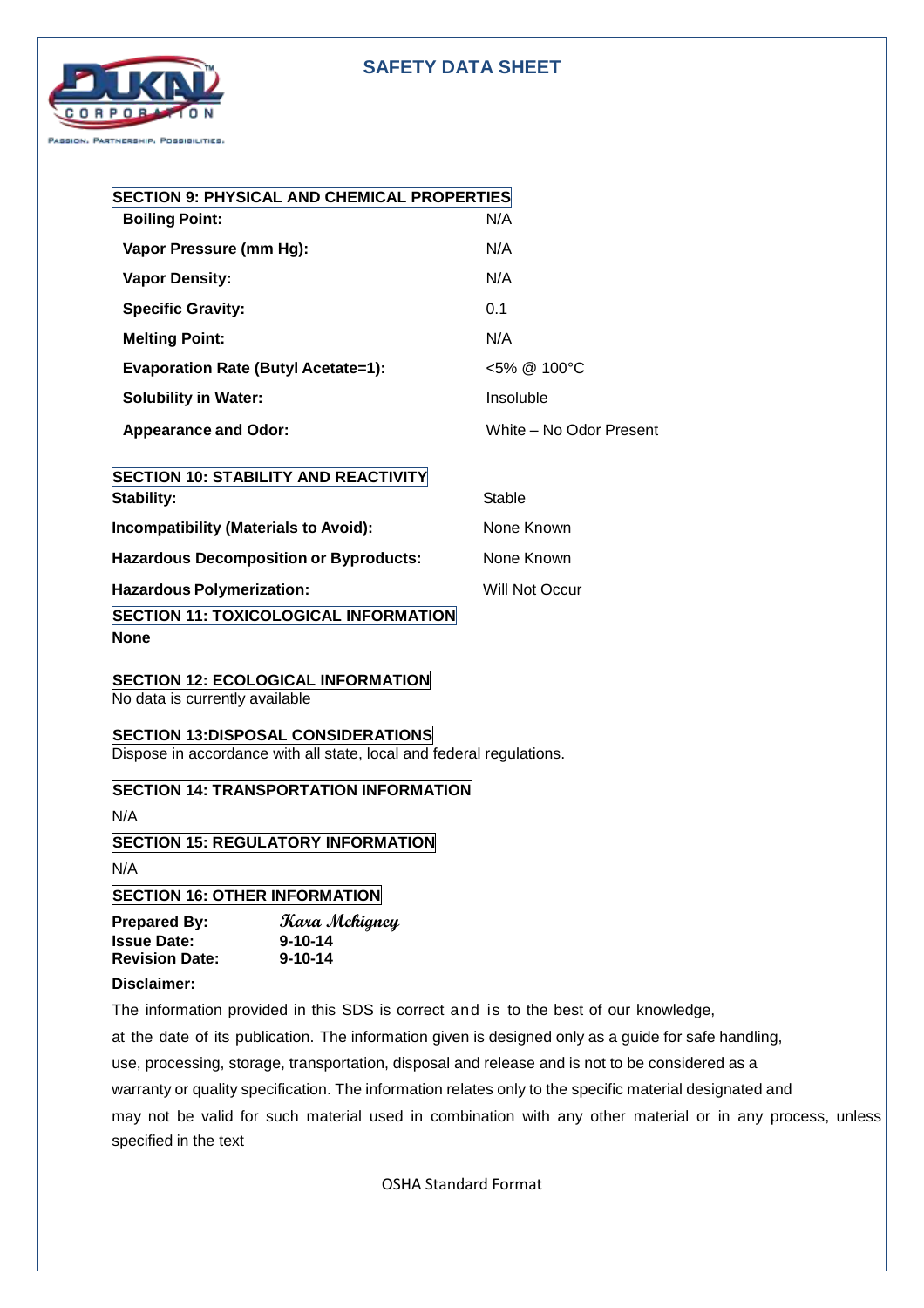SAFETY DATA SHEET

## SECTION 9: PHYSICAL AND CHEMICAL PROPERTIES

| | |
|---|---|
| **Boiling Point:** | N/A |
| **Vapor Pressure (mm Hg):** | N/A |
| **Vapor Density:** | N/A |
| **Specific Gravity:** | 0.1 |
| **Melting Point:** | N/A |
| **Evaporation Rate (Butyl Acetate=1):** | <5% @ 100°C |
| **Solubility in Water:** | Insoluble |
| **Appearance and Odor:** | White – No Odor Present |

## SECTION 10: STABILITY AND REACTIVITY

| | |
|---|---|
| **Stability:** | Stable |
| **Incompatibility (Materials to Avoid):** | None Known |
| **Hazardous Decomposition or Byproducts:** | None Known |
| **Hazardous Polymerization:** | Will Not Occur |

## SECTION 11: TOXICOLOGICAL INFORMATION

**None**

## SECTION 12: ECOLOGICAL INFORMATION

No data is currently available

## SECTION 13:DISPOSAL CONSIDERATIONS

Dispose in accordance with all state, local and federal regulations.

## SECTION 14: TRANSPORTATION INFORMATION

N/A

## SECTION 15: REGULATORY INFORMATION

N/A

## SECTION 16: OTHER INFORMATION

**Prepared By:** *Kara Mckigney*
**Issue Date:** 9-10-14
**Revision Date:** 9-10-14

**Disclaimer:**

The information provided in this SDS is correct and is to the best of our knowledge, at the date of its publication. The information given is designed only as a guide for safe handling, use, processing, storage, transportation, disposal and release and is not to be considered as a warranty or quality specification. The information relates only to the specific material designated and may not be valid for such material used in combination with any other material or in any process, unless specified in the text

OSHA Standard Format